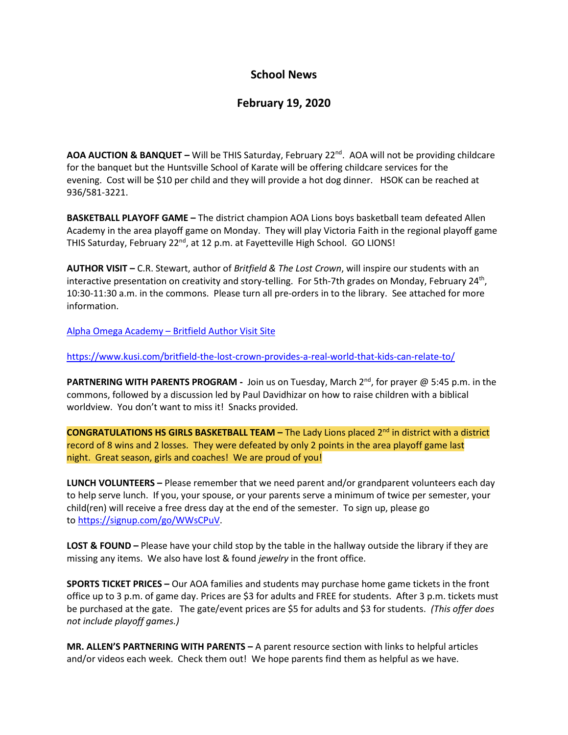# School News

## February 19, 2020

**AOA AUCTION & BANQUET –** Will be THIS Saturday, February 22nd. AOA will not be providing childcare for the banquet but the Huntsville School of Karate will be offering childcare services for the evening. Cost will be $10 per child and they will provide a hot dog dinner. HSOK can be reached at 936/581-3221.

**BASKETBALL PLAYOFF GAME –** The district champion AOA Lions boys basketball team defeated Allen Academy in the area playoff game on Monday. They will play Victoria Faith in the regional playoff game THIS Saturday, February 22nd, at 12 p.m. at Fayetteville High School. GO LIONS!

**AUTHOR VISIT –** C.R. Stewart, author of *Britfield & The Lost Crown*, will inspire our students with an interactive presentation on creativity and story-telling. For 5th-7th grades on Monday, February 24th, 10:30-11:30 a.m. in the commons. Please turn all pre-orders in to the library. See attached for more information.

[Alpha Omega Academy – Britfield Author Visit Site]()

https://www.kusi.com/britfield-the-lost-crown-provides-a-real-world-that-kids-can-relate-to/

**PARTNERING WITH PARENTS PROGRAM -** Join us on Tuesday, March 2nd, for prayer @ 5:45 p.m. in the commons, followed by a discussion led by Paul Davidhizar on how to raise children with a biblical worldview. You don't want to miss it! Snacks provided.

**CONGRATULATIONS HS GIRLS BASKETBALL TEAM –** The Lady Lions placed 2nd in district with a district record of 8 wins and 2 losses. They were defeated by only 2 points in the area playoff game last night. Great season, girls and coaches! We are proud of you!

**LUNCH VOLUNTEERS –** Please remember that we need parent and/or grandparent volunteers each day to help serve lunch. If you, your spouse, or your parents serve a minimum of twice per semester, your child(ren) will receive a free dress day at the end of the semester. To sign up, please go to https://signup.com/go/WWsCPuV.

**LOST & FOUND –** Please have your child stop by the table in the hallway outside the library if they are missing any items. We also have lost & found *jewelry* in the front office.

**SPORTS TICKET PRICES –** Our AOA families and students may purchase home game tickets in the front office up to 3 p.m. of game day. Prices are $3 for adults and FREE for students. After 3 p.m. tickets must be purchased at the gate. The gate/event prices are $5 for adults and $3 for students. *(This offer does not include playoff games.)*

**MR. ALLEN'S PARTNERING WITH PARENTS –** A parent resource section with links to helpful articles and/or videos each week. Check them out! We hope parents find them as helpful as we have.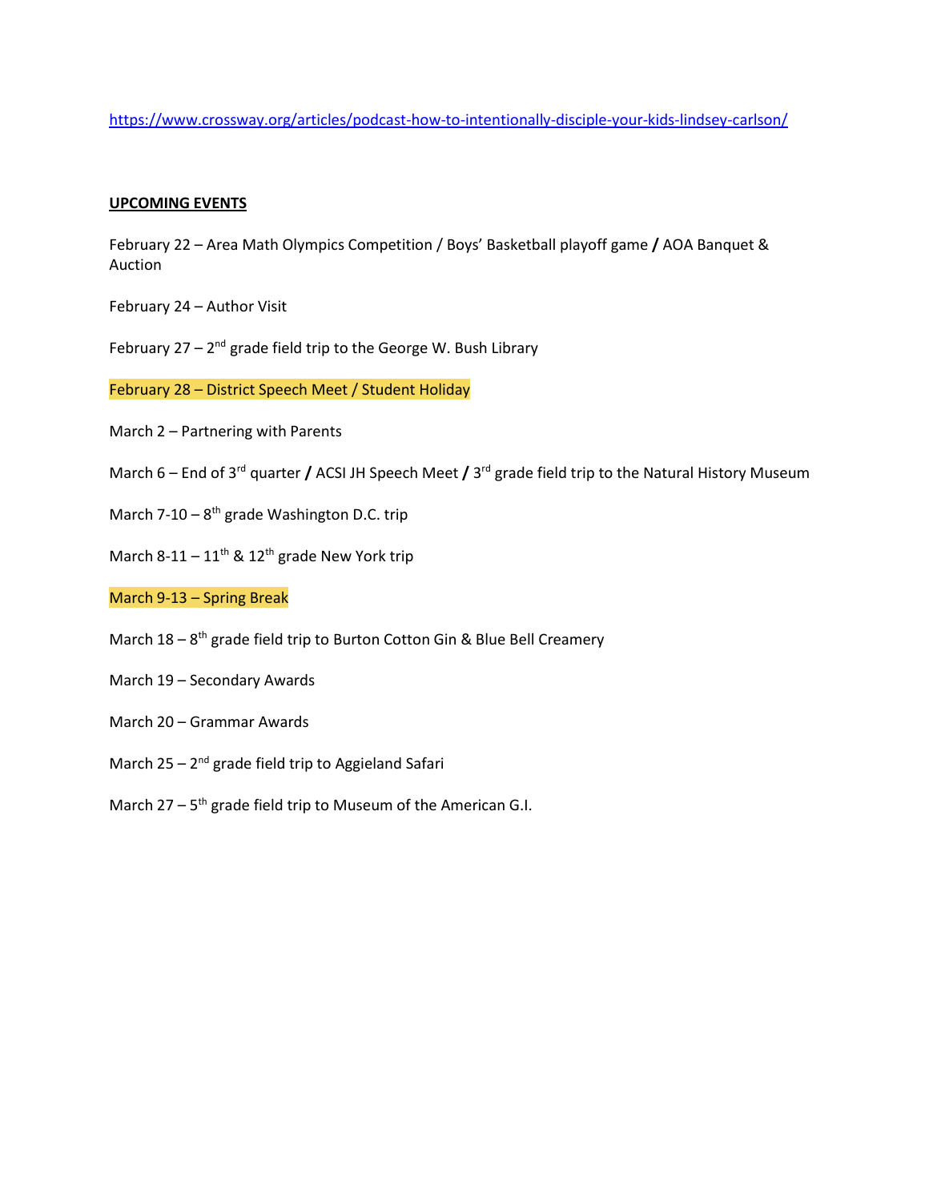https://www.crossway.org/articles/podcast-how-to-intentionally-disciple-your-kids-lindsey-carlson/

**UPCOMING EVENTS**

February 22 – Area Math Olympics Competition / Boys' Basketball playoff game **/** AOA Banquet & Auction

February 24 – Author Visit

February 27 – 2nd grade field trip to the George W. Bush Library

February 28 – District Speech Meet / Student Holiday

March 2 – Partnering with Parents

March 6 – End of 3rd quarter **/** ACSI JH Speech Meet **/** 3rd grade field trip to the Natural History Museum

March 7-10 – 8th grade Washington D.C. trip

March 8-11 – 11th & 12th grade New York trip

March 9-13 – Spring Break

March 18 – 8th grade field trip to Burton Cotton Gin & Blue Bell Creamery

March 19 – Secondary Awards

March 20 – Grammar Awards

March 25 – 2nd grade field trip to Aggieland Safari

March 27 – 5th grade field trip to Museum of the American G.I.